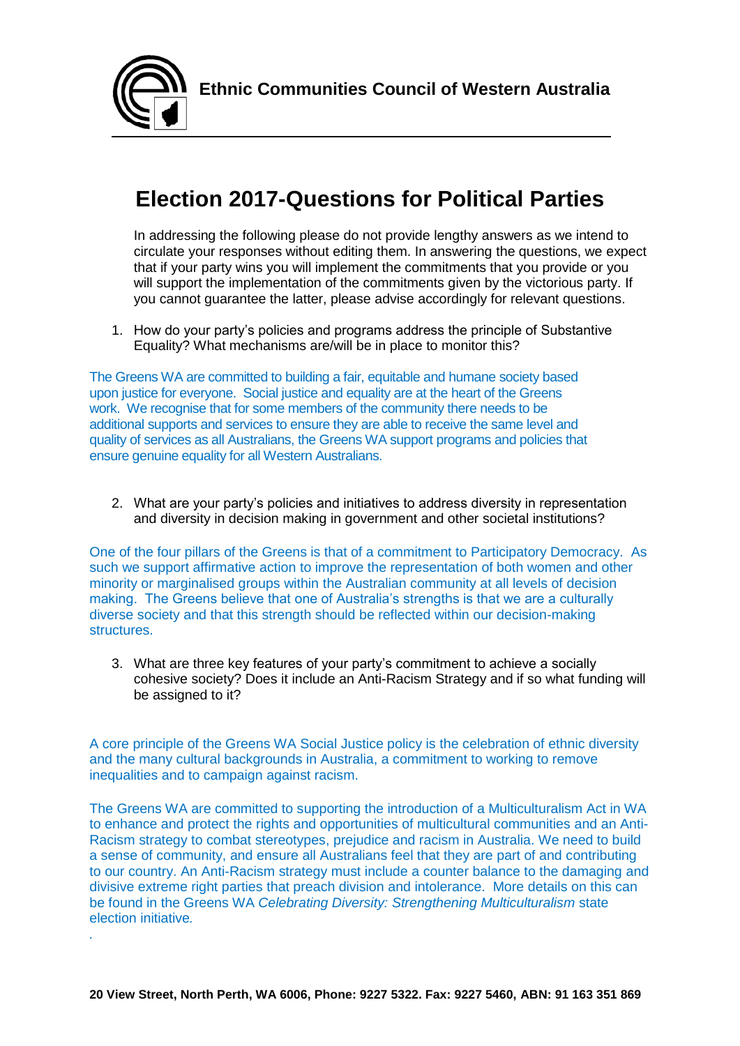**Ethnic Communities Council of Western Australia**

# Election 2017-Questions for Political Parties

In addressing the following please do not provide lengthy answers as we intend to circulate your responses without editing them. In answering the questions, we expect that if your party wins you will implement the commitments that you provide or you will support the implementation of the commitments given by the victorious party. If you cannot guarantee the latter, please advise accordingly for relevant questions.

1. How do your party's policies and programs address the principle of Substantive Equality? What mechanisms are/will be in place to monitor this?

The Greens WA are committed to building a fair, equitable and humane society based upon justice for everyone. Social justice and equality are at the heart of the Greens work. We recognise that for some members of the community there needs to be additional supports and services to ensure they are able to receive the same level and quality of services as all Australians, the Greens WA support programs and policies that ensure genuine equality for all Western Australians.

2. What are your party's policies and initiatives to address diversity in representation and diversity in decision making in government and other societal institutions?

One of the four pillars of the Greens is that of a commitment to Participatory Democracy. As such we support affirmative action to improve the representation of both women and other minority or marginalised groups within the Australian community at all levels of decision making. The Greens believe that one of Australia's strengths is that we are a culturally diverse society and that this strength should be reflected within our decision-making structures.

3. What are three key features of your party's commitment to achieve a socially cohesive society? Does it include an Anti-Racism Strategy and if so what funding will be assigned to it?

A core principle of the Greens WA Social Justice policy is the celebration of ethnic diversity and the many cultural backgrounds in Australia, a commitment to working to remove inequalities and to campaign against racism.

The Greens WA are committed to supporting the introduction of a Multiculturalism Act in WA to enhance and protect the rights and opportunities of multicultural communities and an Anti-Racism strategy to combat stereotypes, prejudice and racism in Australia. We need to build a sense of community, and ensure all Australians feel that they are part of and contributing to our country. An Anti-Racism strategy must include a counter balance to the damaging and divisive extreme right parties that preach division and intolerance. More details on this can be found in the Greens WA *Celebrating Diversity: Strengthening Multiculturalism* state election initiative.

**20 View Street, North Perth, WA 6006, Phone: 9227 5322. Fax: 9227 5460, ABN: 91 163 351 869**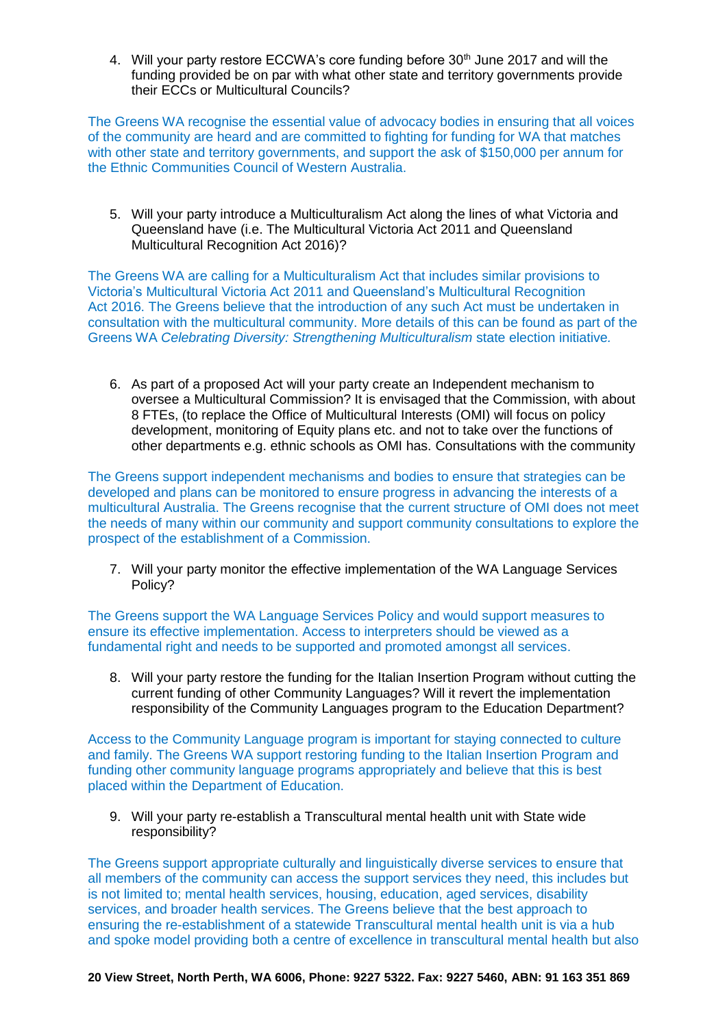4. Will your party restore ECCWA's core funding before 30th June 2017 and will the funding provided be on par with what other state and territory governments provide their ECCs or Multicultural Councils?

The Greens WA recognise the essential value of advocacy bodies in ensuring that all voices of the community are heard and are committed to fighting for funding for WA that matches with other state and territory governments, and support the ask of $150,000 per annum for the Ethnic Communities Council of Western Australia.

5. Will your party introduce a Multiculturalism Act along the lines of what Victoria and Queensland have (i.e. The Multicultural Victoria Act 2011 and Queensland Multicultural Recognition Act 2016)?

The Greens WA are calling for a Multiculturalism Act that includes similar provisions to Victoria's Multicultural Victoria Act 2011 and Queensland's Multicultural Recognition Act 2016. The Greens believe that the introduction of any such Act must be undertaken in consultation with the multicultural community. More details of this can be found as part of the Greens WA *Celebrating Diversity: Strengthening Multiculturalism* state election initiative.

6. As part of a proposed Act will your party create an Independent mechanism to oversee a Multicultural Commission? It is envisaged that the Commission, with about 8 FTEs, (to replace the Office of Multicultural Interests (OMI) will focus on policy development, monitoring of Equity plans etc. and not to take over the functions of other departments e.g. ethnic schools as OMI has. Consultations with the community

The Greens support independent mechanisms and bodies to ensure that strategies can be developed and plans can be monitored to ensure progress in advancing the interests of a multicultural Australia. The Greens recognise that the current structure of OMI does not meet the needs of many within our community and support community consultations to explore the prospect of the establishment of a Commission.

7. Will your party monitor the effective implementation of the WA Language Services Policy?

The Greens support the WA Language Services Policy and would support measures to ensure its effective implementation. Access to interpreters should be viewed as a fundamental right and needs to be supported and promoted amongst all services.

8. Will your party restore the funding for the Italian Insertion Program without cutting the current funding of other Community Languages? Will it revert the implementation responsibility of the Community Languages program to the Education Department?

Access to the Community Language program is important for staying connected to culture and family. The Greens WA support restoring funding to the Italian Insertion Program and funding other community language programs appropriately and believe that this is best placed within the Department of Education.

9. Will your party re-establish a Transcultural mental health unit with State wide responsibility?

The Greens support appropriate culturally and linguistically diverse services to ensure that all members of the community can access the support services they need, this includes but is not limited to; mental health services, housing, education, aged services, disability services, and broader health services. The Greens believe that the best approach to ensuring the re-establishment of a statewide Transcultural mental health unit is via a hub and spoke model providing both a centre of excellence in transcultural mental health but also

**20 View Street, North Perth, WA 6006, Phone: 9227 5322. Fax: 9227 5460, ABN: 91 163 351 869**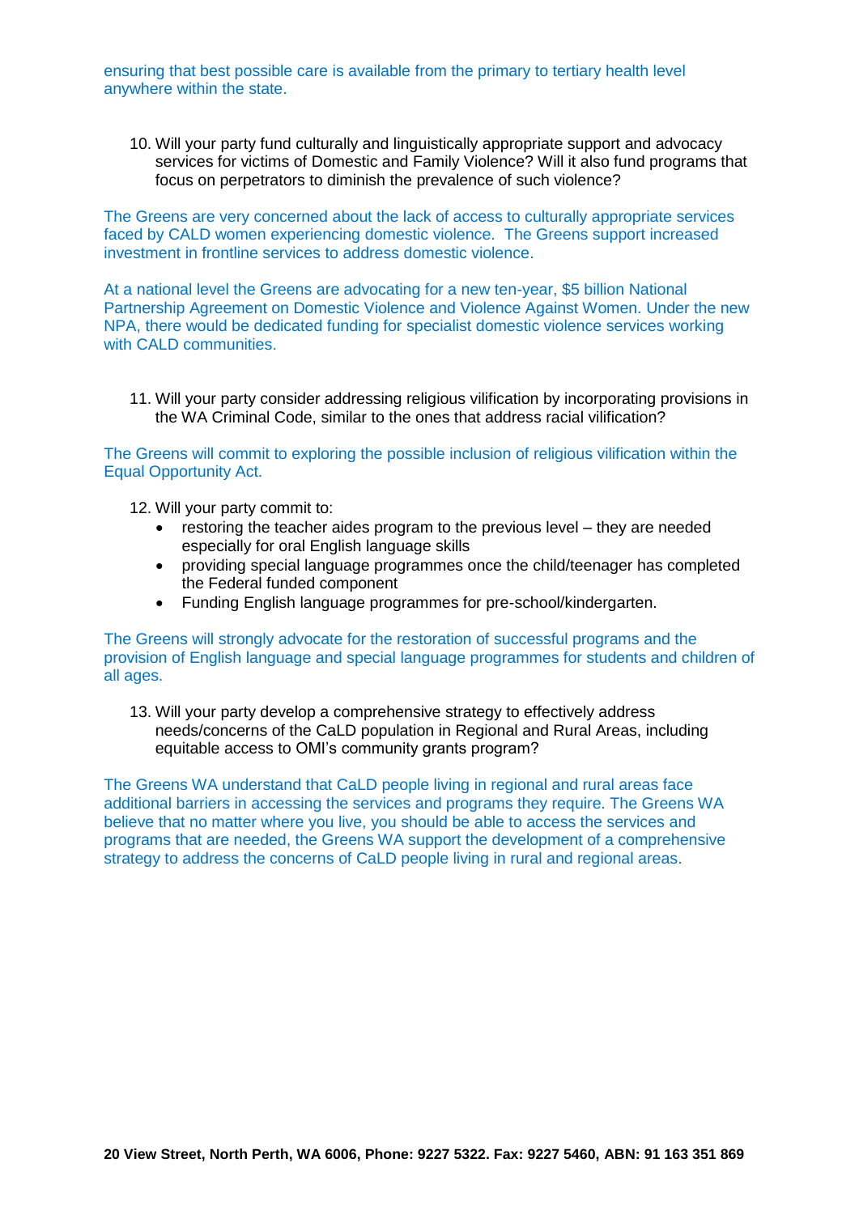ensuring that best possible care is available from the primary to tertiary health level anywhere within the state.

10. Will your party fund culturally and linguistically appropriate support and advocacy services for victims of Domestic and Family Violence? Will it also fund programs that focus on perpetrators to diminish the prevalence of such violence?

The Greens are very concerned about the lack of access to culturally appropriate services faced by CALD women experiencing domestic violence. The Greens support increased investment in frontline services to address domestic violence.

At a national level the Greens are advocating for a new ten-year, $5 billion National Partnership Agreement on Domestic Violence and Violence Against Women. Under the new NPA, there would be dedicated funding for specialist domestic violence services working with CALD communities.

11. Will your party consider addressing religious vilification by incorporating provisions in the WA Criminal Code, similar to the ones that address racial vilification?

The Greens will commit to exploring the possible inclusion of religious vilification within the Equal Opportunity Act.

12. Will your party commit to:
    - restoring the teacher aides program to the previous level – they are needed especially for oral English language skills
    - providing special language programmes once the child/teenager has completed the Federal funded component
    - Funding English language programmes for pre-school/kindergarten.

The Greens will strongly advocate for the restoration of successful programs and the provision of English language and special language programmes for students and children of all ages.

13. Will your party develop a comprehensive strategy to effectively address needs/concerns of the CaLD population in Regional and Rural Areas, including equitable access to OMI's community grants program?

The Greens WA understand that CaLD people living in regional and rural areas face additional barriers in accessing the services and programs they require. The Greens WA believe that no matter where you live, you should be able to access the services and programs that are needed, the Greens WA support the development of a comprehensive strategy to address the concerns of CaLD people living in rural and regional areas.

**20 View Street, North Perth, WA 6006, Phone: 9227 5322. Fax: 9227 5460, ABN: 91 163 351 869**